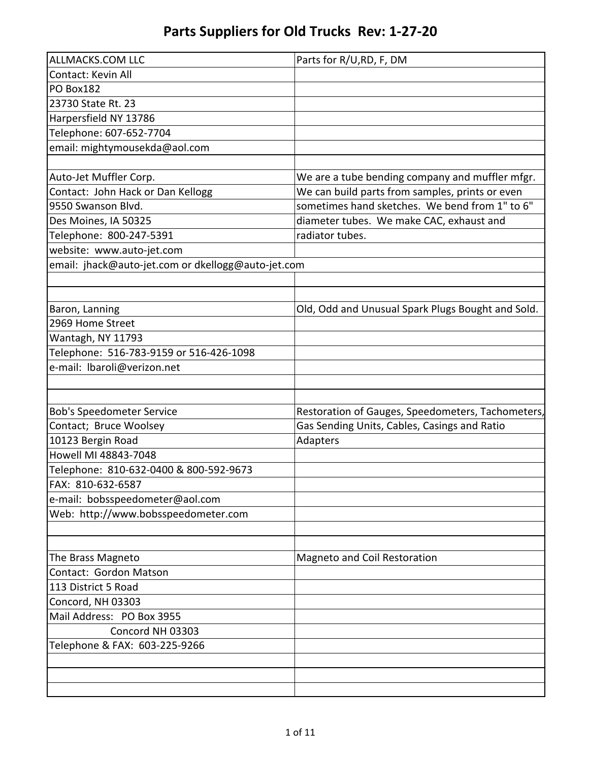# Parts Suppliers for Old Trucks Rev: 1-27-20

| | |
|---|---|
| ALLMACKS.COM LLC | Parts for R/U,RD, F, DM |
| Contact: Kevin All | |
| PO Box182 | |
| 23730 State Rt. 23 | |
| Harpersfield NY 13786 | |
| Telephone: 607-652-7704 | |
| email: mightymousekda@aol.com | |
| | |
| Auto-Jet Muffler Corp. | We are a tube bending company and muffler mfgr. |
| Contact: John Hack or Dan Kellogg | We can build parts from samples, prints or even |
| 9550 Swanson Blvd. | sometimes hand sketches. We bend from 1" to 6" |
| Des Moines, IA 50325 | diameter tubes. We make CAC, exhaust and |
| Telephone: 800-247-5391 | radiator tubes. |
| website: www.auto-jet.com | |
| email: jhack@auto-jet.com or dkellogg@auto-jet.com | |
| | |
| | |
| Baron, Lanning | Old, Odd and Unusual Spark Plugs Bought and Sold. |
| 2969 Home Street | |
| Wantagh, NY 11793 | |
| Telephone: 516-783-9159 or 516-426-1098 | |
| e-mail: lbaroli@verizon.net | |
| | |
| | |
| Bob's Speedometer Service | Restoration of Gauges, Speedometers, Tachometers, |
| Contact; Bruce Woolsey | Gas Sending Units, Cables, Casings and Ratio |
| 10123 Bergin Road | Adapters |
| Howell MI 48843-7048 | |
| Telephone: 810-632-0400 & 800-592-9673 | |
| FAX: 810-632-6587 | |
| e-mail: bobsspeedometer@aol.com | |
| Web: http://www.bobsspeedometer.com | |
| | |
| | |
| The Brass Magneto | Magneto and Coil Restoration |
| Contact: Gordon Matson | |
| 113 District 5 Road | |
| Concord, NH 03303 | |
| Mail Address: PO Box 3955 | |
| Concord NH 03303 | |
| Telephone & FAX: 603-225-9266 | |
| | |
| | |
| | |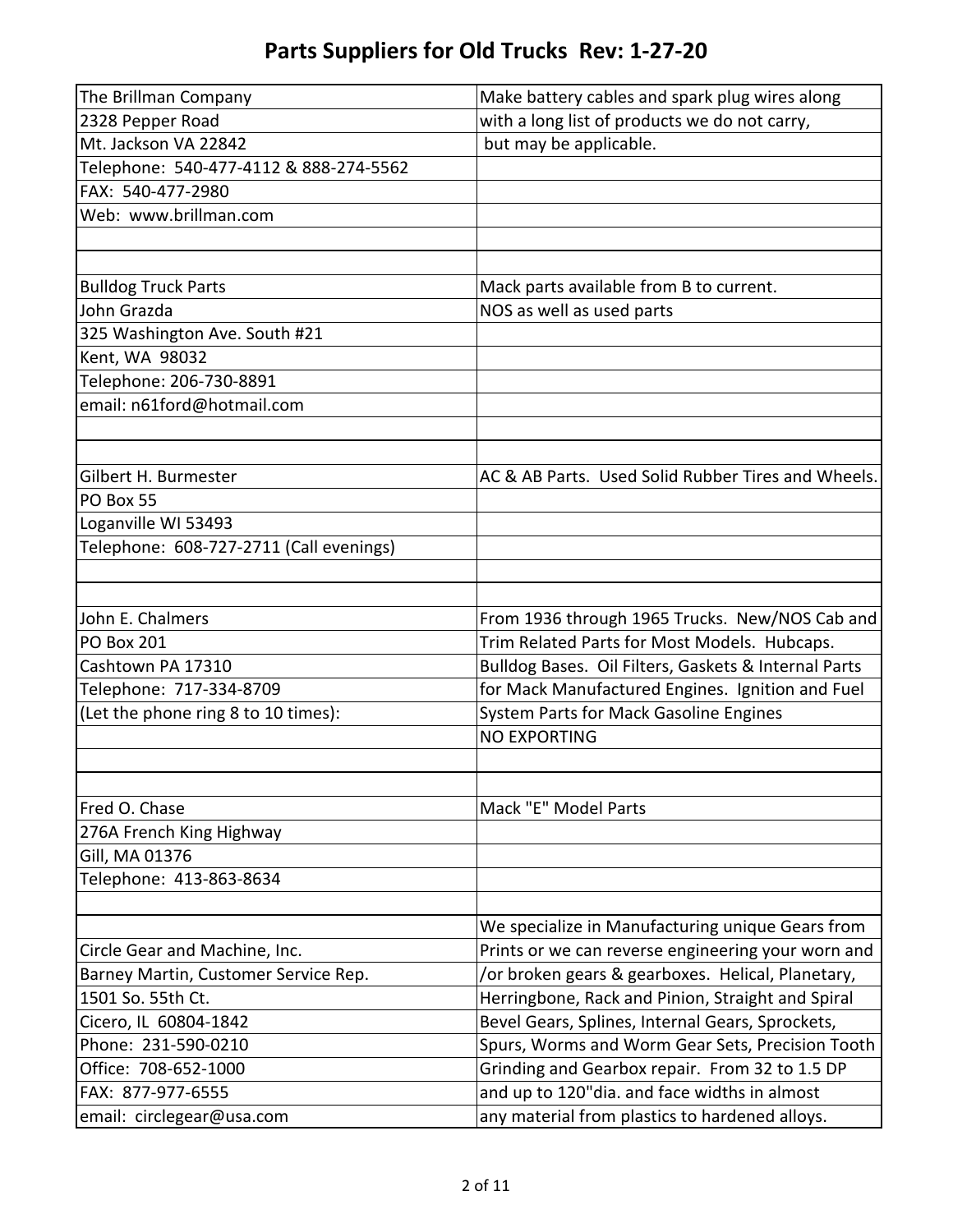# Parts Suppliers for Old Trucks Rev: 1-27-20

| | |
|---|---|
| The Brillman Company | Make battery cables and spark plug wires along |
| 2328 Pepper Road | with a long list of products we do not carry, |
| Mt. Jackson VA 22842 | but may be applicable. |
| Telephone: 540-477-4112 & 888-274-5562 | |
| FAX: 540-477-2980 | |
| Web: www.brillman.com | |
| | |
| | |
| Bulldog Truck Parts | Mack parts available from B to current. |
| John Grazda | NOS as well as used parts |
| 325 Washington Ave. South #21 | |
| Kent, WA 98032 | |
| Telephone: 206-730-8891 | |
| email: n61ford@hotmail.com | |
| | |
| | |
| Gilbert H. Burmester | AC & AB Parts. Used Solid Rubber Tires and Wheels. |
| PO Box 55 | |
| Loganville WI 53493 | |
| Telephone: 608-727-2711 (Call evenings) | |
| | |
| | |
| John E. Chalmers | From 1936 through 1965 Trucks. New/NOS Cab and |
| PO Box 201 | Trim Related Parts for Most Models. Hubcaps. |
| Cashtown PA 17310 | Bulldog Bases. Oil Filters, Gaskets & Internal Parts |
| Telephone: 717-334-8709 | for Mack Manufactured Engines. Ignition and Fuel |
| (Let the phone ring 8 to 10 times): | System Parts for Mack Gasoline Engines |
| | NO EXPORTING |
| | |
| | |
| Fred O. Chase | Mack "E" Model Parts |
| 276A French King Highway | |
| Gill, MA 01376 | |
| Telephone: 413-863-8634 | |
| | |
| | We specialize in Manufacturing unique Gears from |
| Circle Gear and Machine, Inc. | Prints or we can reverse engineering your worn and |
| Barney Martin, Customer Service Rep. | /or broken gears & gearboxes. Helical, Planetary, |
| 1501 So. 55th Ct. | Herringbone, Rack and Pinion, Straight and Spiral |
| Cicero, IL 60804-1842 | Bevel Gears, Splines, Internal Gears, Sprockets, |
| Phone: 231-590-0210 | Spurs, Worms and Worm Gear Sets, Precision Tooth |
| Office: 708-652-1000 | Grinding and Gearbox repair. From 32 to 1.5 DP |
| FAX: 877-977-6555 | and up to 120"dia. and face widths in almost |
| email: circlegear@usa.com | any material from plastics to hardened alloys. |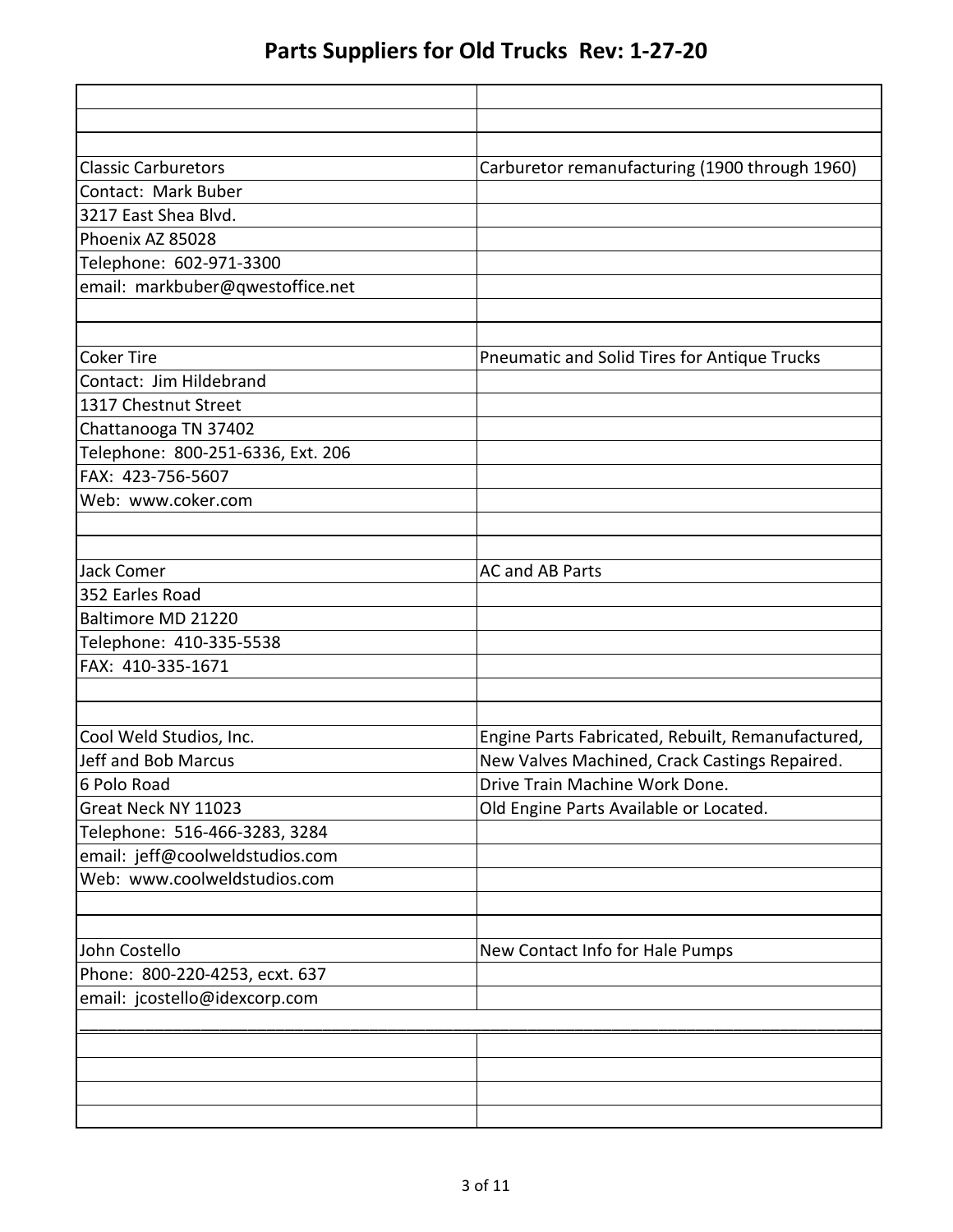# Parts Suppliers for Old Trucks  Rev: 1-27-20

| | |
|---|---|
| Classic Carburetors | Carburetor remanufacturing (1900 through 1960) |
| Contact:  Mark Buber | |
| 3217 East Shea Blvd. | |
| Phoenix AZ 85028 | |
| Telephone:  602-971-3300 | |
| email:  markbuber@qwestoffice.net | |
| | |
| | |
| Coker Tire | Pneumatic and Solid Tires for Antique Trucks |
| Contact:  Jim Hildebrand | |
| 1317 Chestnut Street | |
| Chattanooga TN 37402 | |
| Telephone:  800-251-6336, Ext. 206 | |
| FAX:  423-756-5607 | |
| Web:  www.coker.com | |
| | |
| | |
| Jack Comer | AC and AB Parts |
| 352 Earles Road | |
| Baltimore MD 21220 | |
| Telephone:  410-335-5538 | |
| FAX:  410-335-1671 | |
| | |
| | |
| Cool Weld Studios, Inc. | Engine Parts Fabricated, Rebuilt, Remanufactured, |
| Jeff and Bob Marcus | New Valves Machined, Crack Castings Repaired. |
| 6 Polo Road | Drive Train Machine Work Done. |
| Great Neck NY 11023 | Old Engine Parts Available or Located. |
| Telephone:  516-466-3283, 3284 | |
| email:  jeff@coolweldstudios.com | |
| Web:  www.coolweldstudios.com | |
| | |
| | |
| John Costello | New Contact Info for Hale Pumps |
| Phone:  800-220-4253, ecxt. 637 | |
| email:  jcostello@idexcorp.com | |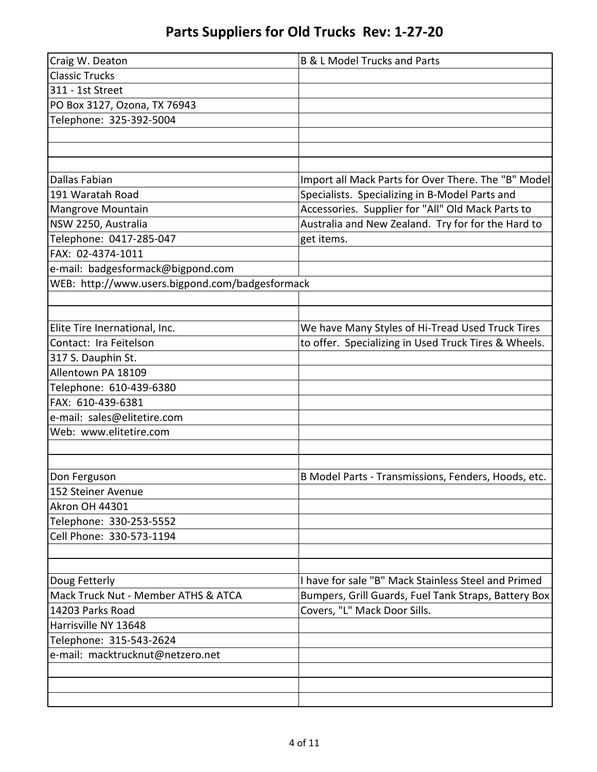# Parts Suppliers for Old Trucks Rev: 1-27-20

| | |
|---|---|
| Craig W. Deaton | B & L Model Trucks and Parts |
| Classic Trucks | |
| 311 - 1st Street | |
| PO Box 3127, Ozona, TX 76943 | |
| Telephone: 325-392-5004 | |
| | |
| | |
| | |
| Dallas Fabian | Import all Mack Parts for Over There. The "B" Model |
| 191 Waratah Road | Specialists. Specializing in B-Model Parts and |
| Mangrove Mountain | Accessories. Supplier for "All" Old Mack Parts to |
| NSW 2250, Australia | Australia and New Zealand. Try for for the Hard to |
| Telephone: 0417-285-047 | get items. |
| FAX: 02-4374-1011 | |
| e-mail: badgesformack@bigpond.com | |
| WEB: http://www.users.bigpond.com/badgesformack | |
| | |
| | |
| Elite Tire Inernational, Inc. | We have Many Styles of Hi-Tread Used Truck Tires |
| Contact: Ira Feitelson | to offer. Specializing in Used Truck Tires & Wheels. |
| 317 S. Dauphin St. | |
| Allentown PA 18109 | |
| Telephone: 610-439-6380 | |
| FAX: 610-439-6381 | |
| e-mail: sales@elitetire.com | |
| Web: www.elitetire.com | |
| | |
| | |
| Don Ferguson | B Model Parts - Transmissions, Fenders, Hoods, etc. |
| 152 Steiner Avenue | |
| Akron OH 44301 | |
| Telephone: 330-253-5552 | |
| Cell Phone: 330-573-1194 | |
| | |
| | |
| Doug Fetterly | I have for sale "B" Mack Stainless Steel and Primed |
| Mack Truck Nut - Member ATHS & ATCA | Bumpers, Grill Guards, Fuel Tank Straps, Battery Box |
| 14203 Parks Road | Covers, "L" Mack Door Sills. |
| Harrisville NY 13648 | |
| Telephone: 315-543-2624 | |
| e-mail: macktrucknut@netzero.net | |
| | |
| | |
| | |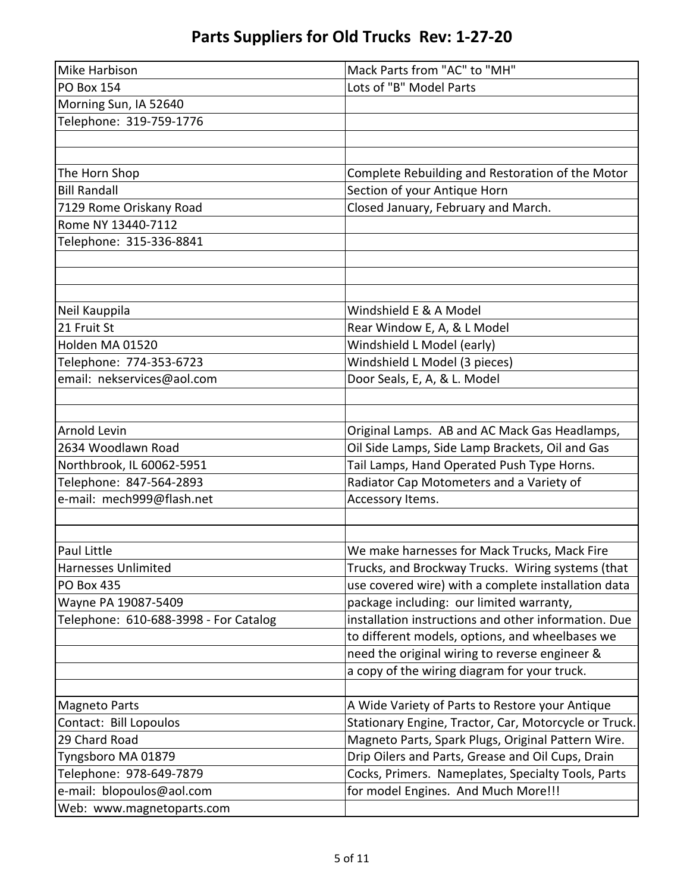# Parts Suppliers for Old Trucks Rev: 1-27-20

| | |
|---|---|
| Mike Harbison | Mack Parts from "AC" to "MH" |
| PO Box 154 | Lots of "B" Model Parts |
| Morning Sun, IA 52640 | |
| Telephone: 319-759-1776 | |
| | |
| | |
| The Horn Shop | Complete Rebuilding and Restoration of the Motor |
| Bill Randall | Section of your Antique Horn |
| 7129 Rome Oriskany Road | Closed January, February and March. |
| Rome NY 13440-7112 | |
| Telephone: 315-336-8841 | |
| | |
| | |
| | |
| Neil Kauppila | Windshield E & A Model |
| 21 Fruit St | Rear Window E, A, & L Model |
| Holden MA 01520 | Windshield L Model (early) |
| Telephone: 774-353-6723 | Windshield L Model (3 pieces) |
| email: nekservices@aol.com | Door Seals, E, A, & L. Model |
| | |
| | |
| Arnold Levin | Original Lamps. AB and AC Mack Gas Headlamps, |
| 2634 Woodlawn Road | Oil Side Lamps, Side Lamp Brackets, Oil and Gas |
| Northbrook, IL 60062-5951 | Tail Lamps, Hand Operated Push Type Horns. |
| Telephone: 847-564-2893 | Radiator Cap Motometers and a Variety of |
| e-mail: mech999@flash.net | Accessory Items. |
| | |
| | |
| Paul Little | We make harnesses for Mack Trucks, Mack Fire |
| Harnesses Unlimited | Trucks, and Brockway Trucks. Wiring systems (that |
| PO Box 435 | use covered wire) with a complete installation data |
| Wayne PA 19087-5409 | package including: our limited warranty, |
| Telephone: 610-688-3998 - For Catalog | installation instructions and other information. Due |
| | to different models, options, and wheelbases we |
| | need the original wiring to reverse engineer & |
| | a copy of the wiring diagram for your truck. |
| | |
| Magneto Parts | A Wide Variety of Parts to Restore your Antique |
| Contact: Bill Lopoulos | Stationary Engine, Tractor, Car, Motorcycle or Truck. |
| 29 Chard Road | Magneto Parts, Spark Plugs, Original Pattern Wire. |
| Tyngsboro MA 01879 | Drip Oilers and Parts, Grease and Oil Cups, Drain |
| Telephone: 978-649-7879 | Cocks, Primers. Nameplates, Specialty Tools, Parts |
| e-mail: blopoulos@aol.com | for model Engines. And Much More!!! |
| Web: www.magnetoparts.com | |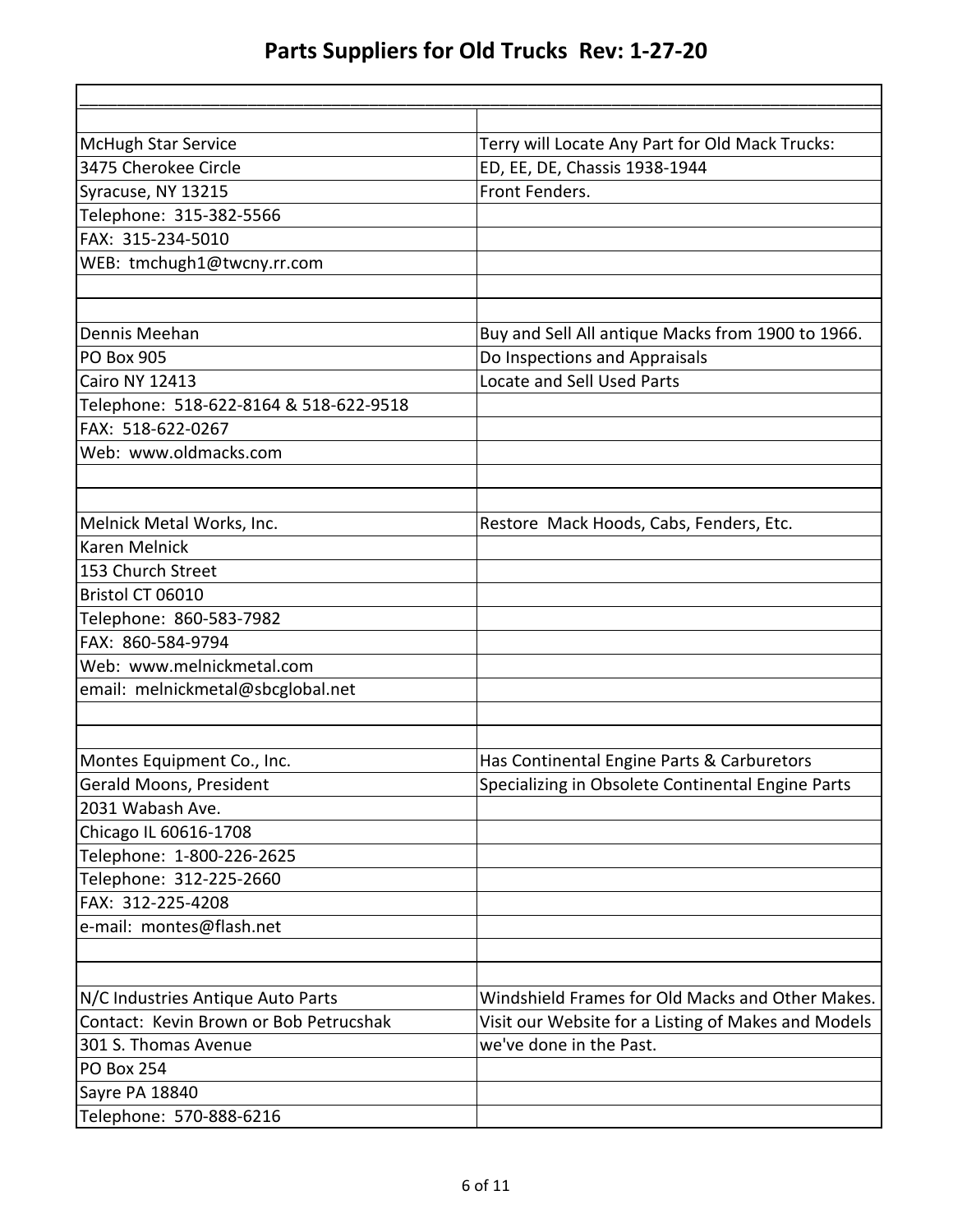# Parts Suppliers for Old Trucks Rev: 1-27-20

| | |
|---|---|
| McHugh Star Service | Terry will Locate Any Part for Old Mack Trucks: |
| 3475 Cherokee Circle | ED, EE, DE, Chassis 1938-1944 |
| Syracuse, NY 13215 | Front Fenders. |
| Telephone: 315-382-5566 | |
| FAX: 315-234-5010 | |
| WEB: tmchugh1@twcny.rr.com | |
| | |
| | |
| Dennis Meehan | Buy and Sell All antique Macks from 1900 to 1966. |
| PO Box 905 | Do Inspections and Appraisals |
| Cairo NY 12413 | Locate and Sell Used Parts |
| Telephone: 518-622-8164 & 518-622-9518 | |
| FAX: 518-622-0267 | |
| Web: www.oldmacks.com | |
| | |
| | |
| Melnick Metal Works, Inc. | Restore Mack Hoods, Cabs, Fenders, Etc. |
| Karen Melnick | |
| 153 Church Street | |
| Bristol CT 06010 | |
| Telephone: 860-583-7982 | |
| FAX: 860-584-9794 | |
| Web: www.melnickmetal.com | |
| email: melnickmetal@sbcglobal.net | |
| | |
| | |
| Montes Equipment Co., Inc. | Has Continental Engine Parts & Carburetors |
| Gerald Moons, President | Specializing in Obsolete Continental Engine Parts |
| 2031 Wabash Ave. | |
| Chicago IL 60616-1708 | |
| Telephone: 1-800-226-2625 | |
| Telephone: 312-225-2660 | |
| FAX: 312-225-4208 | |
| e-mail: montes@flash.net | |
| | |
| | |
| N/C Industries Antique Auto Parts | Windshield Frames for Old Macks and Other Makes. |
| Contact: Kevin Brown or Bob Petrucshak | Visit our Website for a Listing of Makes and Models |
| 301 S. Thomas Avenue | we've done in the Past. |
| PO Box 254 | |
| Sayre PA 18840 | |
| Telephone: 570-888-6216 | |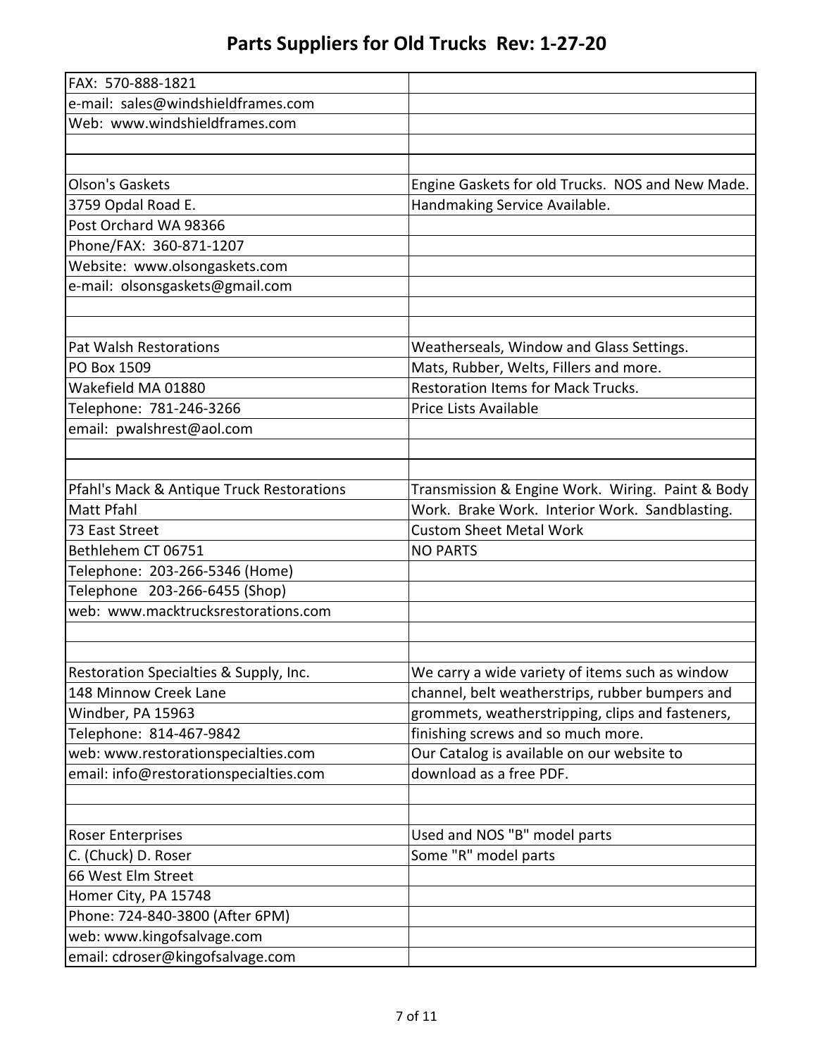# Parts Suppliers for Old Trucks Rev: 1-27-20

| | |
|---|---|
| FAX: 570-888-1821 | |
| e-mail: sales@windshieldframes.com | |
| Web: www.windshieldframes.com | |
| | |
| | |
| Olson's Gaskets | Engine Gaskets for old Trucks. NOS and New Made. |
| 3759 Opdal Road E. | Handmaking Service Available. |
| Post Orchard WA 98366 | |
| Phone/FAX: 360-871-1207 | |
| Website: www.olsongaskets.com | |
| e-mail: olsonsgaskets@gmail.com | |
| | |
| | |
| Pat Walsh Restorations | Weatherseals, Window and Glass Settings. |
| PO Box 1509 | Mats, Rubber, Welts, Fillers and more. |
| Wakefield MA 01880 | Restoration Items for Mack Trucks. |
| Telephone: 781-246-3266 | Price Lists Available |
| email: pwalshrest@aol.com | |
| | |
| | |
| Pfahl's Mack & Antique Truck Restorations | Transmission & Engine Work. Wiring. Paint & Body |
| Matt Pfahl | Work. Brake Work. Interior Work. Sandblasting. |
| 73 East Street | Custom Sheet Metal Work |
| Bethlehem CT 06751 | NO PARTS |
| Telephone: 203-266-5346 (Home) | |
| Telephone 203-266-6455 (Shop) | |
| web: www.macktrucksrestorations.com | |
| | |
| | |
| Restoration Specialties & Supply, Inc. | We carry a wide variety of items such as window |
| 148 Minnow Creek Lane | channel, belt weatherstrips, rubber bumpers and |
| Windber, PA 15963 | grommets, weatherstripping, clips and fasteners, |
| Telephone: 814-467-9842 | finishing screws and so much more. |
| web: www.restorationspecialties.com | Our Catalog is available on our website to |
| email: info@restorationspecialties.com | download as a free PDF. |
| | |
| | |
| Roser Enterprises | Used and NOS "B" model parts |
| C. (Chuck) D. Roser | Some "R" model parts |
| 66 West Elm Street | |
| Homer City, PA 15748 | |
| Phone: 724-840-3800 (After 6PM) | |
| web: www.kingofsalvage.com | |
| email: cdroser@kingofsalvage.com | |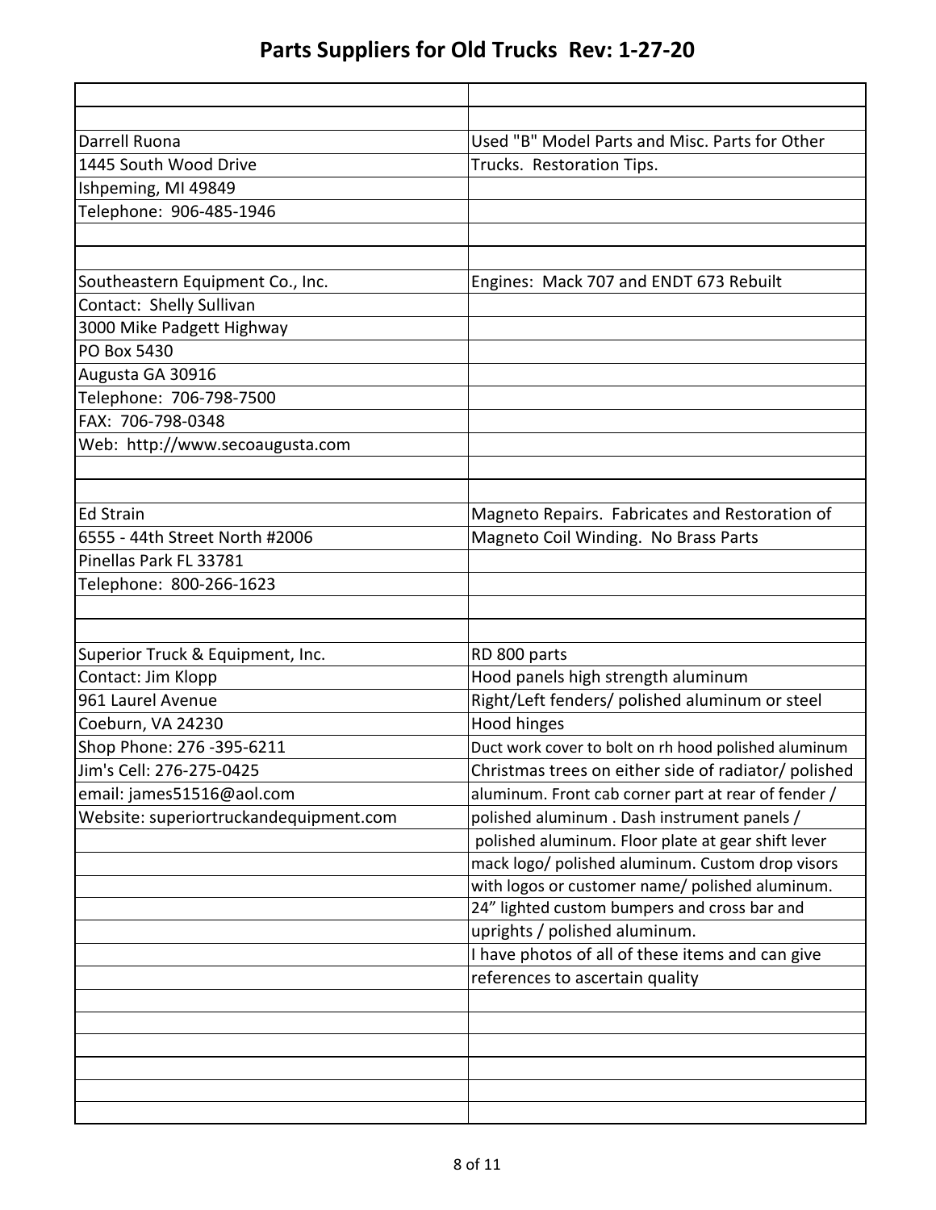# Parts Suppliers for Old Trucks Rev: 1-27-20

| | |
|---|---|
| | |
| Darrell Ruona | Used "B" Model Parts and Misc. Parts for Other |
| 1445 South Wood Drive | Trucks. Restoration Tips. |
| Ishpeming, MI 49849 | |
| Telephone: 906-485-1946 | |
| | |
| | |
| Southeastern Equipment Co., Inc. | Engines: Mack 707 and ENDT 673 Rebuilt |
| Contact: Shelly Sullivan | |
| 3000 Mike Padgett Highway | |
| PO Box 5430 | |
| Augusta GA 30916 | |
| Telephone: 706-798-7500 | |
| FAX: 706-798-0348 | |
| Web: http://www.secoaugusta.com | |
| | |
| | |
| Ed Strain | Magneto Repairs. Fabricates and Restoration of |
| 6555 - 44th Street North #2006 | Magneto Coil Winding. No Brass Parts |
| Pinellas Park FL 33781 | |
| Telephone: 800-266-1623 | |
| | |
| | |
| Superior Truck & Equipment, Inc. | RD 800 parts |
| Contact: Jim Klopp | Hood panels high strength aluminum |
| 961 Laurel Avenue | Right/Left fenders/ polished aluminum or steel |
| Coeburn, VA 24230 | Hood hinges |
| Shop Phone: 276 -395-6211 | Duct work cover to bolt on rh hood polished aluminum |
| Jim's Cell: 276-275-0425 | Christmas trees on either side of radiator/ polished |
| email: james51516@aol.com | aluminum. Front cab corner part at rear of fender / |
| Website: superiortruckandequipment.com | polished aluminum . Dash instrument panels / |
| | polished aluminum. Floor plate at gear shift lever |
| | mack logo/ polished aluminum. Custom drop visors |
| | with logos or customer name/ polished aluminum. |
| | 24" lighted custom bumpers and cross bar and |
| | uprights / polished aluminum. |
| | I have photos of all of these items and can give |
| | references to ascertain quality |
| | |
| | |
| | |
| | |
| | |
| | |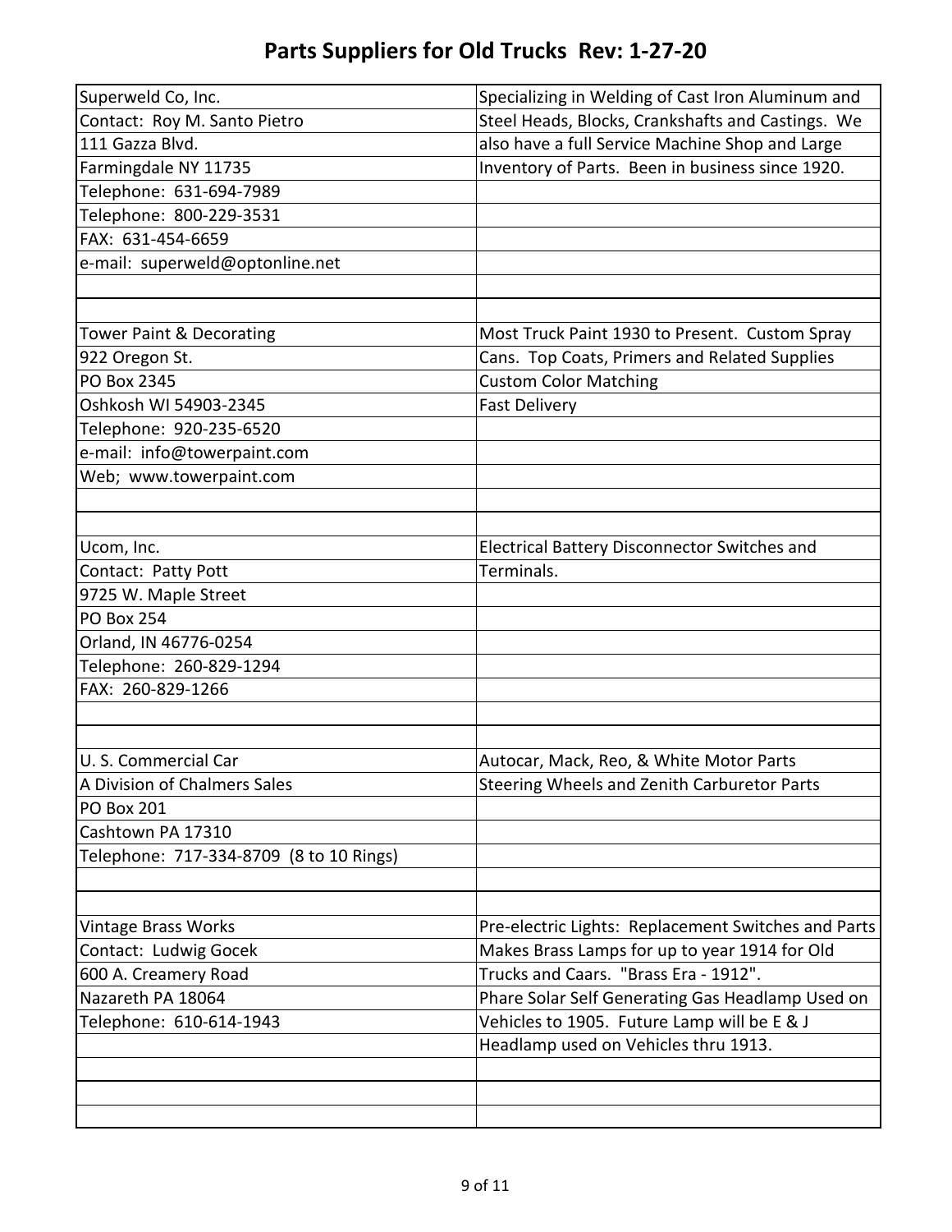# Parts Suppliers for Old Trucks Rev: 1-27-20

| | |
|---|---|
| Superweld Co, Inc. | Specializing in Welding of Cast Iron Aluminum and |
| Contact: Roy M. Santo Pietro | Steel Heads, Blocks, Crankshafts and Castings. We |
| 111 Gazza Blvd. | also have a full Service Machine Shop and Large |
| Farmingdale NY 11735 | Inventory of Parts. Been in business since 1920. |
| Telephone: 631-694-7989 | |
| Telephone: 800-229-3531 | |
| FAX: 631-454-6659 | |
| e-mail: superweld@optonline.net | |
| | |
| | |
| Tower Paint & Decorating | Most Truck Paint 1930 to Present. Custom Spray |
| 922 Oregon St. | Cans. Top Coats, Primers and Related Supplies |
| PO Box 2345 | Custom Color Matching |
| Oshkosh WI 54903-2345 | Fast Delivery |
| Telephone: 920-235-6520 | |
| e-mail: info@towerpaint.com | |
| Web; www.towerpaint.com | |
| | |
| | |
| Ucom, Inc. | Electrical Battery Disconnector Switches and |
| Contact: Patty Pott | Terminals. |
| 9725 W. Maple Street | |
| PO Box 254 | |
| Orland, IN 46776-0254 | |
| Telephone: 260-829-1294 | |
| FAX: 260-829-1266 | |
| | |
| | |
| U. S. Commercial Car | Autocar, Mack, Reo, & White Motor Parts |
| A Division of Chalmers Sales | Steering Wheels and Zenith Carburetor Parts |
| PO Box 201 | |
| Cashtown PA 17310 | |
| Telephone: 717-334-8709 (8 to 10 Rings) | |
| | |
| | |
| Vintage Brass Works | Pre-electric Lights: Replacement Switches and Parts |
| Contact: Ludwig Gocek | Makes Brass Lamps for up to year 1914 for Old |
| 600 A. Creamery Road | Trucks and Caars. "Brass Era - 1912". |
| Nazareth PA 18064 | Phare Solar Self Generating Gas Headlamp Used on |
| Telephone: 610-614-1943 | Vehicles to 1905. Future Lamp will be E & J |
| | Headlamp used on Vehicles thru 1913. |
| | |
| | |
| | |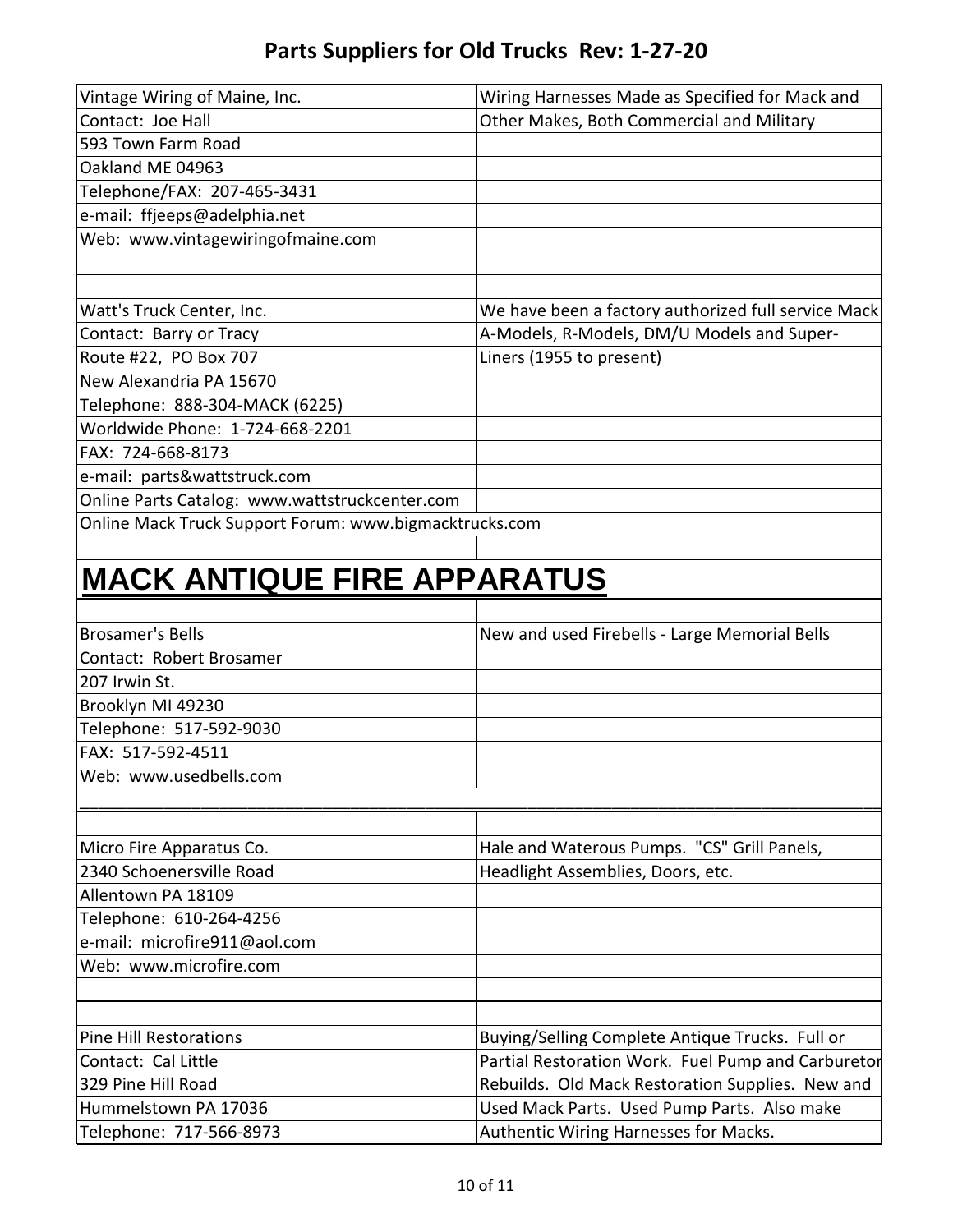# Parts Suppliers for Old Trucks Rev: 1-27-20

| | |
|---|---|
| Vintage Wiring of Maine, Inc. | Wiring Harnesses Made as Specified for Mack and |
| Contact: Joe Hall | Other Makes, Both Commercial and Military |
| 593 Town Farm Road | |
| Oakland ME 04963 | |
| Telephone/FAX: 207-465-3431 | |
| e-mail: ffjeeps@adelphia.net | |
| Web: www.vintagewiringofmaine.com | |
| | |
| | |
| Watt's Truck Center, Inc. | We have been a factory authorized full service Mack |
| Contact: Barry or Tracy | A-Models, R-Models, DM/U Models and Super- |
| Route #22, PO Box 707 | Liners (1955 to present) |
| New Alexandria PA 15670 | |
| Telephone: 888-304-MACK (6225) | |
| Worldwide Phone: 1-724-668-2201 | |
| FAX: 724-668-8173 | |
| e-mail: parts&wattstruck.com | |
| Online Parts Catalog: www.wattstruckcenter.com | |
| Online Mack Truck Support Forum: www.bigmacktrucks.com | |

## MACK ANTIQUE FIRE APPARATUS

| | |
|---|---|
| Brosamer's Bells | New and used Firebells - Large Memorial Bells |
| Contact: Robert Brosamer | |
| 207 Irwin St. | |
| Brooklyn MI 49230 | |
| Telephone: 517-592-9030 | |
| FAX: 517-592-4511 | |
| Web: www.usedbells.com | |
| | |
| | |
| Micro Fire Apparatus Co. | Hale and Waterous Pumps. "CS" Grill Panels, |
| 2340 Schoenersville Road | Headlight Assemblies, Doors, etc. |
| Allentown PA 18109 | |
| Telephone: 610-264-4256 | |
| e-mail: microfire911@aol.com | |
| Web: www.microfire.com | |
| | |
| | |
| Pine Hill Restorations | Buying/Selling Complete Antique Trucks. Full or |
| Contact: Cal Little | Partial Restoration Work. Fuel Pump and Carburetor |
| 329 Pine Hill Road | Rebuilds. Old Mack Restoration Supplies. New and |
| Hummelstown PA 17036 | Used Mack Parts. Used Pump Parts. Also make |
| Telephone: 717-566-8973 | Authentic Wiring Harnesses for Macks. |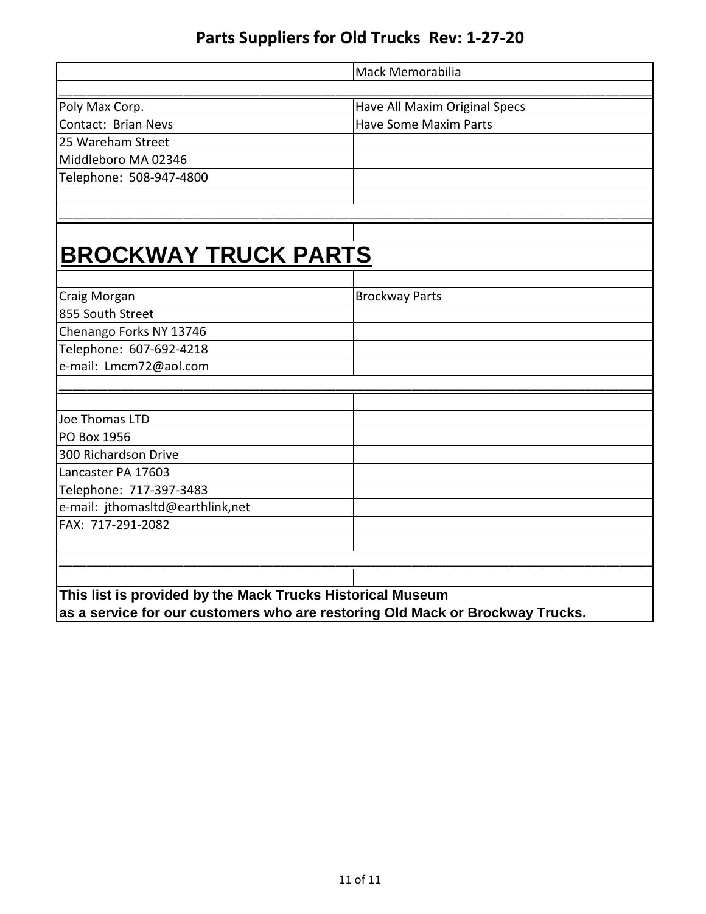# Parts Suppliers for Old Trucks Rev: 1-27-20

| | |
|---|---|
| | Mack Memorabilia |
| Poly Max Corp. | Have All Maxim Original Specs |
| Contact: Brian Nevs | Have Some Maxim Parts |
| 25 Wareham Street | |
| Middleboro MA 02346 | |
| Telephone: 508-947-4800 | |

## BROCKWAY TRUCK PARTS

| | |
|---|---|
| Craig Morgan | Brockway Parts |
| 855 South Street | |
| Chenango Forks NY 13746 | |
| Telephone: 607-692-4218 | |
| e-mail: Lmcm72@aol.com | |

| | |
|---|---|
| Joe Thomas LTD | |
| PO Box 1956 | |
| 300 Richardson Drive | |
| Lancaster PA 17603 | |
| Telephone: 717-397-3483 | |
| e-mail: jthomasltd@earthlink,net | |
| FAX: 717-291-2082 | |

**This list is provided by the Mack Trucks Historical Museum**
**as a service for our customers who are restoring Old Mack or Brockway Trucks.**